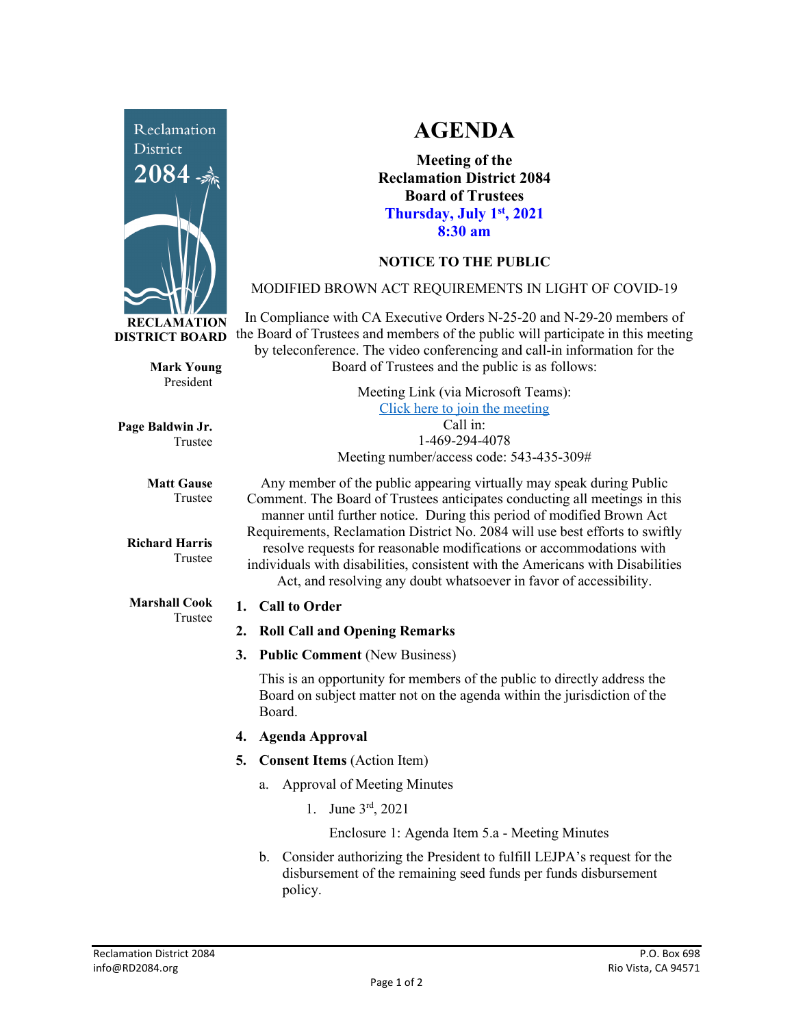Reclamation District 2084

**RECLAMATION DISTRICT BOARD**

**Mark Young**
President

**Page Baldwin Jr.**
Trustee

**Matt Gause**
Trustee

**Richard Harris**
Trustee

**Marshall Cook**
Trustee

# AGENDA

**Meeting of the Reclamation District 2084 Board of Trustees**
**Thursday, July 1st, 2021**
**8:30 am**

## NOTICE TO THE PUBLIC

MODIFIED BROWN ACT REQUIREMENTS IN LIGHT OF COVID-19

In Compliance with CA Executive Orders N-25-20 and N-29-20 members of the Board of Trustees and members of the public will participate in this meeting by teleconference. The video conferencing and call-in information for the Board of Trustees and the public is as follows:

Meeting Link (via Microsoft Teams):
Click here to join the meeting
Call in:
1-469-294-4078
Meeting number/access code: 543-435-309#

Any member of the public appearing virtually may speak during Public Comment. The Board of Trustees anticipates conducting all meetings in this manner until further notice. During this period of modified Brown Act Requirements, Reclamation District No. 2084 will use best efforts to swiftly resolve requests for reasonable modifications or accommodations with individuals with disabilities, consistent with the Americans with Disabilities Act, and resolving any doubt whatsoever in favor of accessibility.

1. **Call to Order**
2. **Roll Call and Opening Remarks**
3. **Public Comment** (New Business)

   This is an opportunity for members of the public to directly address the Board on subject matter not on the agenda within the jurisdiction of the Board.

4. **Agenda Approval**
5. **Consent Items** (Action Item)
   a. Approval of Meeting Minutes
      1. June 3rd, 2021

         Enclosure 1: Agenda Item 5.a - Meeting Minutes

   b. Consider authorizing the President to fulfill LEJPA's request for the disbursement of the remaining seed funds per funds disbursement policy.

Reclamation District 2084
info@RD2084.org

P.O. Box 698
Rio Vista, CA 94571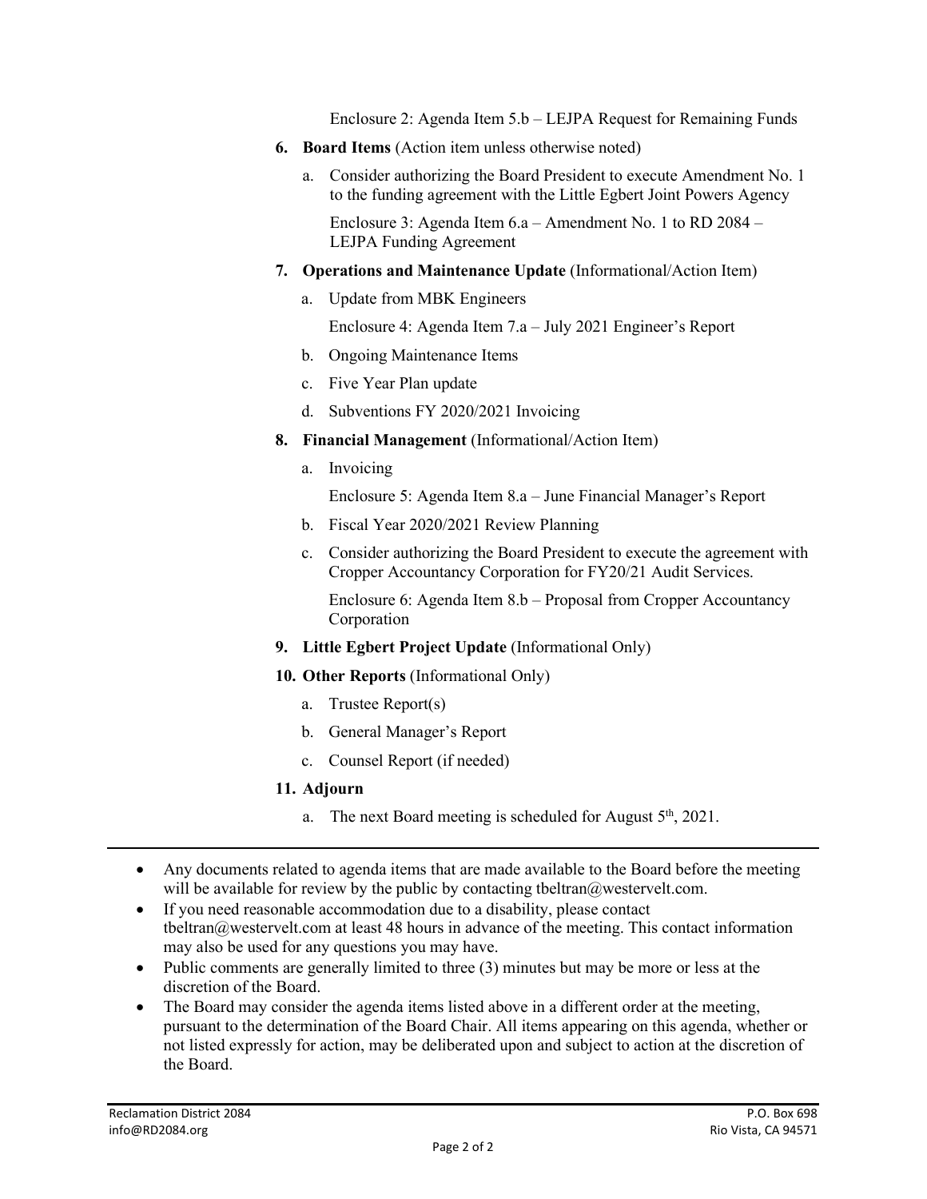Enclosure 2: Agenda Item 5.b – LEJPA Request for Remaining Funds

6. **Board Items** (Action item unless otherwise noted)

   a. Consider authorizing the Board President to execute Amendment No. 1 to the funding agreement with the Little Egbert Joint Powers Agency

      Enclosure 3: Agenda Item 6.a – Amendment No. 1 to RD 2084 – LEJPA Funding Agreement

7. **Operations and Maintenance Update** (Informational/Action Item)

   a. Update from MBK Engineers

      Enclosure 4: Agenda Item 7.a – July 2021 Engineer's Report

   b. Ongoing Maintenance Items

   c. Five Year Plan update

   d. Subventions FY 2020/2021 Invoicing

8. **Financial Management** (Informational/Action Item)

   a. Invoicing

      Enclosure 5: Agenda Item 8.a – June Financial Manager's Report

   b. Fiscal Year 2020/2021 Review Planning

   c. Consider authorizing the Board President to execute the agreement with Cropper Accountancy Corporation for FY20/21 Audit Services.

      Enclosure 6: Agenda Item 8.b – Proposal from Cropper Accountancy Corporation

9. **Little Egbert Project Update** (Informational Only)

10. **Other Reports** (Informational Only)

    a. Trustee Report(s)

    b. General Manager's Report

    c. Counsel Report (if needed)

11. **Adjourn**

    a. The next Board meeting is scheduled for August 5th, 2021.

---

- Any documents related to agenda items that are made available to the Board before the meeting will be available for review by the public by contacting tbeltran@westervelt.com.
- If you need reasonable accommodation due to a disability, please contact tbeltran@westervelt.com at least 48 hours in advance of the meeting. This contact information may also be used for any questions you may have.
- Public comments are generally limited to three (3) minutes but may be more or less at the discretion of the Board.
- The Board may consider the agenda items listed above in a different order at the meeting, pursuant to the determination of the Board Chair. All items appearing on this agenda, whether or not listed expressly for action, may be deliberated upon and subject to action at the discretion of the Board.